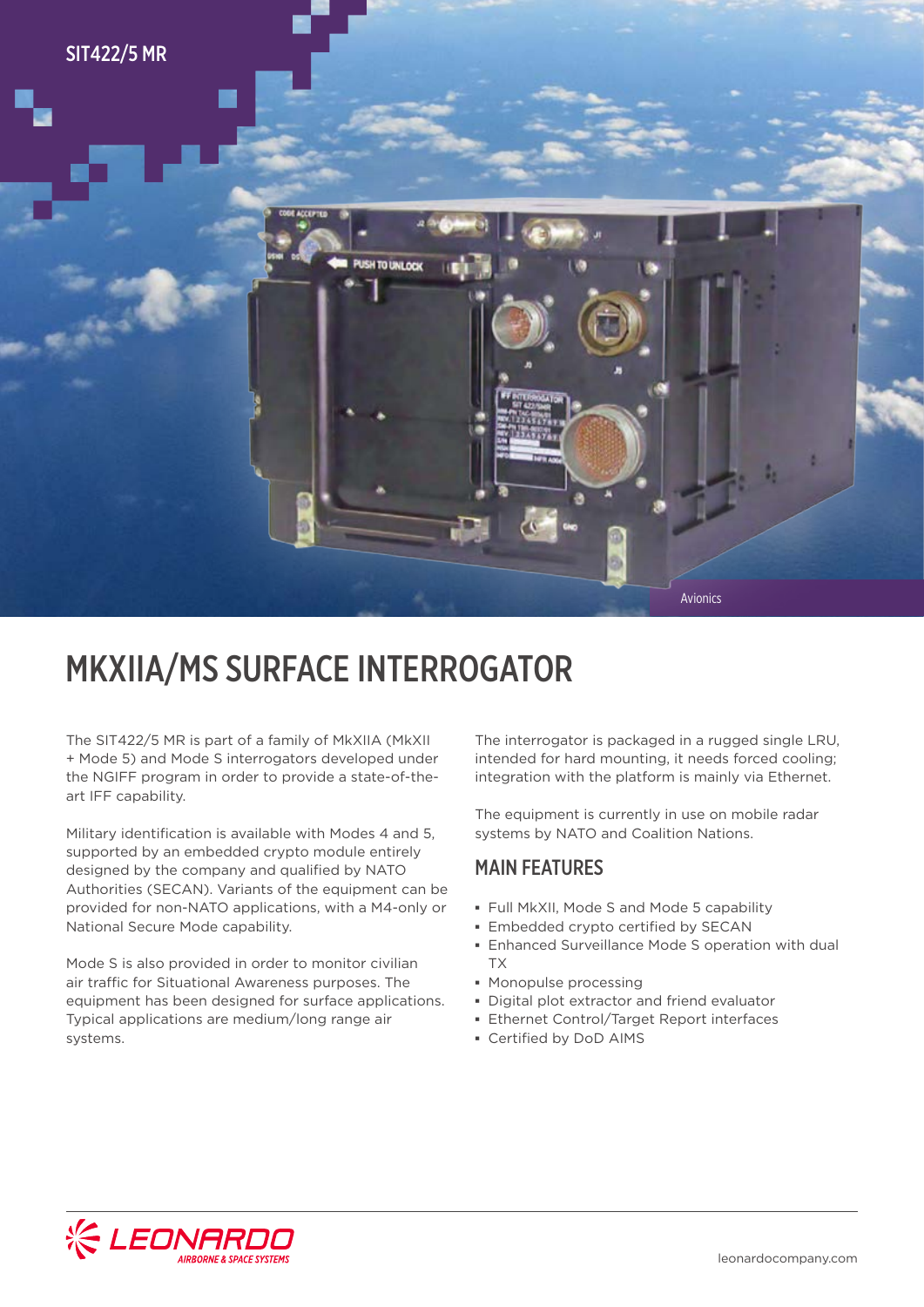SIT422/5 MR

Avionics

# MKXIIA/MS SURFACE INTERROGATOR

The SIT422/5 MR is part of a family of MkXIIA (MkXII + Mode 5) and Mode S interrogators developed under the NGIFF program in order to provide a state-of-the-art IFF capability.

Military identification is available with Modes 4 and 5, supported by an embedded crypto module entirely designed by the company and qualified by NATO Authorities (SECAN). Variants of the equipment can be provided for non-NATO applications, with a M4-only or National Secure Mode capability.

Mode S is also provided in order to monitor civilian air traffic for Situational Awareness purposes. The equipment has been designed for surface applications. Typical applications are medium/long range air systems.

The interrogator is packaged in a rugged single LRU, intended for hard mounting, it needs forced cooling; integration with the platform is mainly via Ethernet.

The equipment is currently in use on mobile radar systems by NATO and Coalition Nations.

## MAIN FEATURES

- Full MkXII, Mode S and Mode 5 capability
- Embedded crypto certified by SECAN
- Enhanced Surveillance Mode S operation with dual TX
- Monopulse processing
- Digital plot extractor and friend evaluator
- Ethernet Control/Target Report interfaces
- Certified by DoD AIMS

LEONARDO
AIRBORNE & SPACE SYSTEMS

leonardocompany.com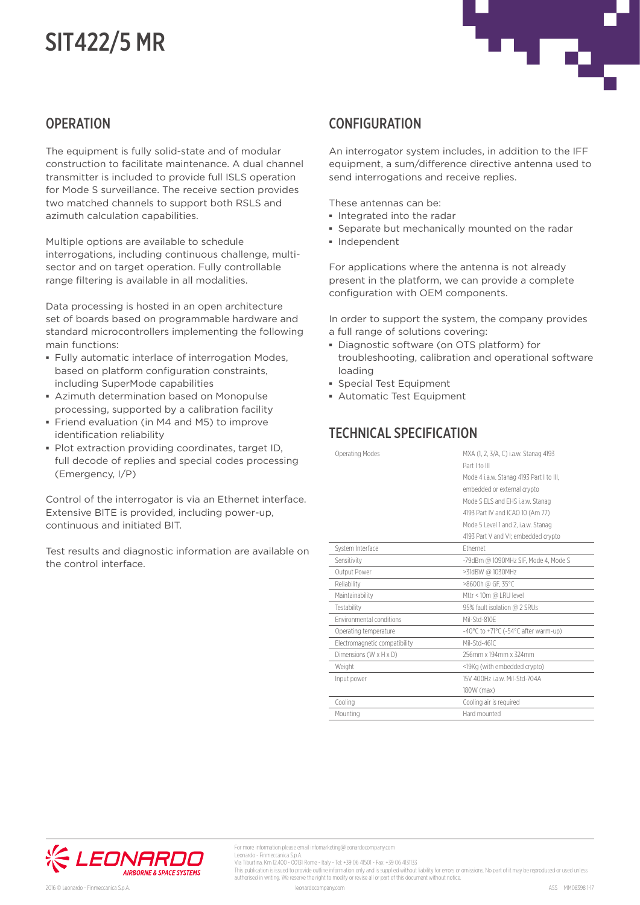# SIT422/5 MR

## OPERATION

The equipment is fully solid-state and of modular construction to facilitate maintenance. A dual channel transmitter is included to provide full ISLS operation for Mode S surveillance. The receive section provides two matched channels to support both RSLS and azimuth calculation capabilities.

Multiple options are available to schedule interrogations, including continuous challenge, multi-sector and on target operation. Fully controllable range filtering is available in all modalities.

Data processing is hosted in an open architecture set of boards based on programmable hardware and standard microcontrollers implementing the following main functions:

- Fully automatic interlace of interrogation Modes, based on platform configuration constraints, including SuperMode capabilities
- Azimuth determination based on Monopulse processing, supported by a calibration facility
- Friend evaluation (in M4 and M5) to improve identification reliability
- Plot extraction providing coordinates, target ID, full decode of replies and special codes processing (Emergency, I/P)

Control of the interrogator is via an Ethernet interface. Extensive BITE is provided, including power-up, continuous and initiated BIT.

Test results and diagnostic information are available on the control interface.

## CONFIGURATION

An interrogator system includes, in addition to the IFF equipment, a sum/difference directive antenna used to send interrogations and receive replies.

These antennas can be:

- Integrated into the radar
- Separate but mechanically mounted on the radar
- Independent

For applications where the antenna is not already present in the platform, we can provide a complete configuration with OEM components.

In order to support the system, the company provides a full range of solutions covering:

- Diagnostic software (on OTS platform) for troubleshooting, calibration and operational software loading
- Special Test Equipment
- Automatic Test Equipment

## TECHNICAL SPECIFICATION

| | |
|---|---|
| Operating Modes | MXA (1, 2, 3/A, C) i.a.w. Stanag 4193 Part I to III<br>Mode 4 i.a.w. Stanag 4193 Part I to III, embedded or external crypto<br>Mode S ELS and EHS i.a.w. Stanag 4193 Part IV and ICAO 10 (Am 77)<br>Mode 5 Level 1 and 2, i.a.w. Stanag 4193 Part V and VI; embedded crypto |
| System Interface | Ethernet |
| Sensitivity | -79dBm @ 1090MHz SIF, Mode 4, Mode S |
| Output Power | >31dBW @ 1030MHz |
| Reliability | >8600h @ GF, 35°C |
| Maintainability | Mttr < 10m @ LRU level |
| Testability | 95% fault isolation @ 2 SRUs |
| Environmental conditions | Mil-Std-810E |
| Operating temperature | -40°C to +71°C (-54°C after warm-up) |
| Electromagnetic compatibility | Mil-Std-461C |
| Dimensions (W x H x D) | 256mm x 194mm x 324mm |
| Weight | <19Kg (with embedded crypto) |
| Input power | 15V 400Hz i.a.w. Mil-Std-704A<br>180W (max) |
| Cooling | Cooling air is required |
| Mounting | Hard mounted |

LEONARDO
AIRBORNE & SPACE SYSTEMS

For more information please email infomarketing@leonardocompany.com
Leonardo - Finmeccanica S.p.A.
Via Tiburtina, Km 12.400 - 00131 Rome - Italy - Tel: +39 06 41501 - Fax: +39 06 4131133
This publication is issued to provide outline information only and is supplied without liability for errors or omissions. No part of it may be reproduced or used unless authorised in writing. We reserve the right to modify or revise all or part of this document without notice.

2016 © Leonardo - Finmeccanica S.p.A. leonardocompany.com ASS MM08398 1-17